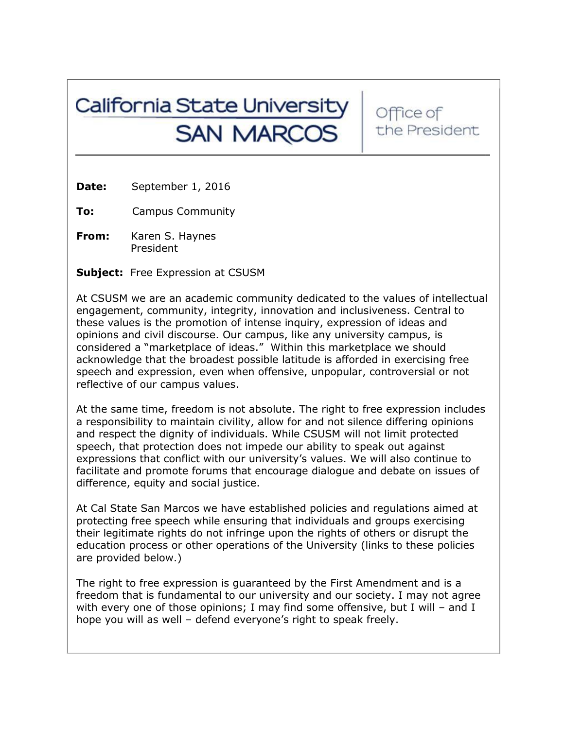California State University SAN MARCOS | Office of the President

**Date:** September 1, 2016

**To:** Campus Community

**From:** Karen S. Haynes
President

**Subject:** Free Expression at CSUSM

At CSUSM we are an academic community dedicated to the values of intellectual engagement, community, integrity, innovation and inclusiveness. Central to these values is the promotion of intense inquiry, expression of ideas and opinions and civil discourse. Our campus, like any university campus, is considered a "marketplace of ideas." Within this marketplace we should acknowledge that the broadest possible latitude is afforded in exercising free speech and expression, even when offensive, unpopular, controversial or not reflective of our campus values.

At the same time, freedom is not absolute. The right to free expression includes a responsibility to maintain civility, allow for and not silence differing opinions and respect the dignity of individuals. While CSUSM will not limit protected speech, that protection does not impede our ability to speak out against expressions that conflict with our university's values. We will also continue to facilitate and promote forums that encourage dialogue and debate on issues of difference, equity and social justice.

At Cal State San Marcos we have established policies and regulations aimed at protecting free speech while ensuring that individuals and groups exercising their legitimate rights do not infringe upon the rights of others or disrupt the education process or other operations of the University (links to these policies are provided below.)

The right to free expression is guaranteed by the First Amendment and is a freedom that is fundamental to our university and our society. I may not agree with every one of those opinions; I may find some offensive, but I will – and I hope you will as well – defend everyone's right to speak freely.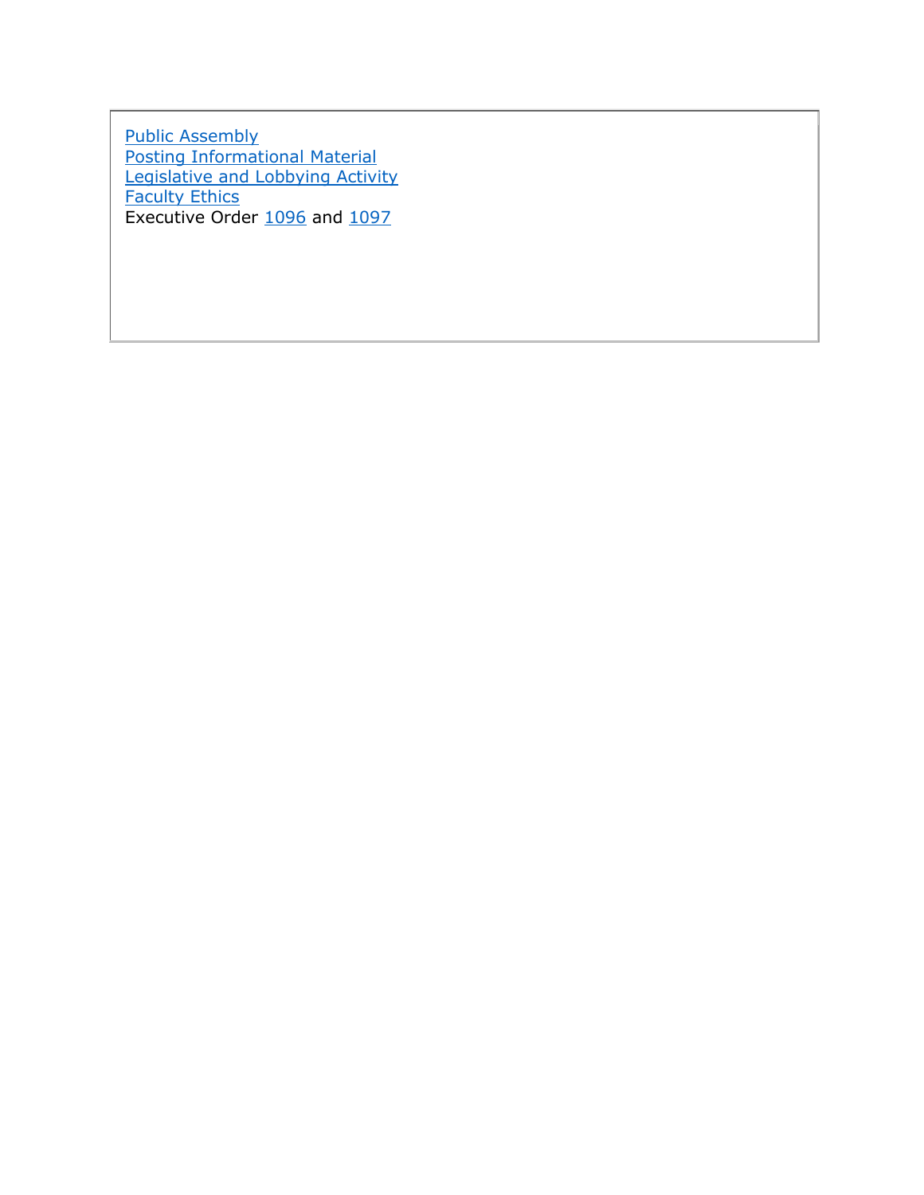Public Assembly
Posting Informational Material
Legislative and Lobbying Activity
Faculty Ethics
Executive Order 1096 and 1097